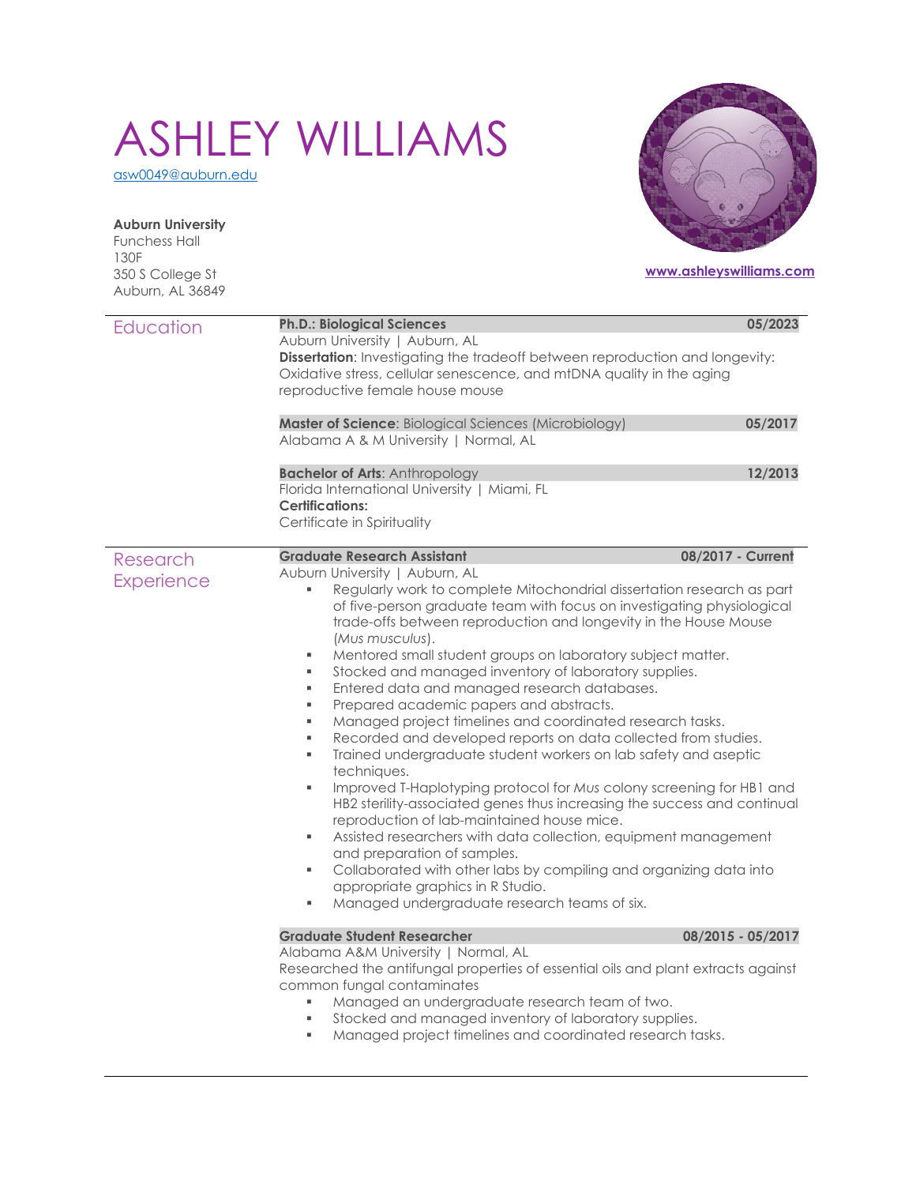# ASHLEY WILLIAMS

asw0049@auburn.edu

**Auburn University**
Funchess Hall
130F
350 S College St
Auburn, AL 36849

**www.ashleyswilliams.com**

## Education

**Ph.D.: Biological Sciences** — **05/2023**
Auburn University | Auburn, AL
**Dissertation**: Investigating the tradeoff between reproduction and longevity: Oxidative stress, cellular senescence, and mtDNA quality in the aging reproductive female house mouse

**Master of Science**: Biological Sciences (Microbiology) — **05/2017**
Alabama A & M University | Normal, AL

**Bachelor of Arts**: Anthropology — **12/2013**
Florida International University | Miami, FL
**Certifications:**
Certificate in Spirituality

## Research Experience

**Graduate Research Assistant** — **08/2017 - Current**
Auburn University | Auburn, AL

- Regularly work to complete Mitochondrial dissertation research as part of five-person graduate team with focus on investigating physiological trade-offs between reproduction and longevity in the House Mouse (*Mus musculus*).
- Mentored small student groups on laboratory subject matter.
- Stocked and managed inventory of laboratory supplies.
- Entered data and managed research databases.
- Prepared academic papers and abstracts.
- Managed project timelines and coordinated research tasks.
- Recorded and developed reports on data collected from studies.
- Trained undergraduate student workers on lab safety and aseptic techniques.
- Improved T-Haplotyping protocol for *Mus* colony screening for HB1 and HB2 sterility-associated genes thus increasing the success and continual reproduction of lab-maintained house mice.
- Assisted researchers with data collection, equipment management and preparation of samples.
- Collaborated with other labs by compiling and organizing data into appropriate graphics in R Studio.
- Managed undergraduate research teams of six.

**Graduate Student Researcher** — **08/2015 - 05/2017**
Alabama A&M University | Normal, AL
Researched the antifungal properties of essential oils and plant extracts against common fungal contaminates

- Managed an undergraduate research team of two.
- Stocked and managed inventory of laboratory supplies.
- Managed project timelines and coordinated research tasks.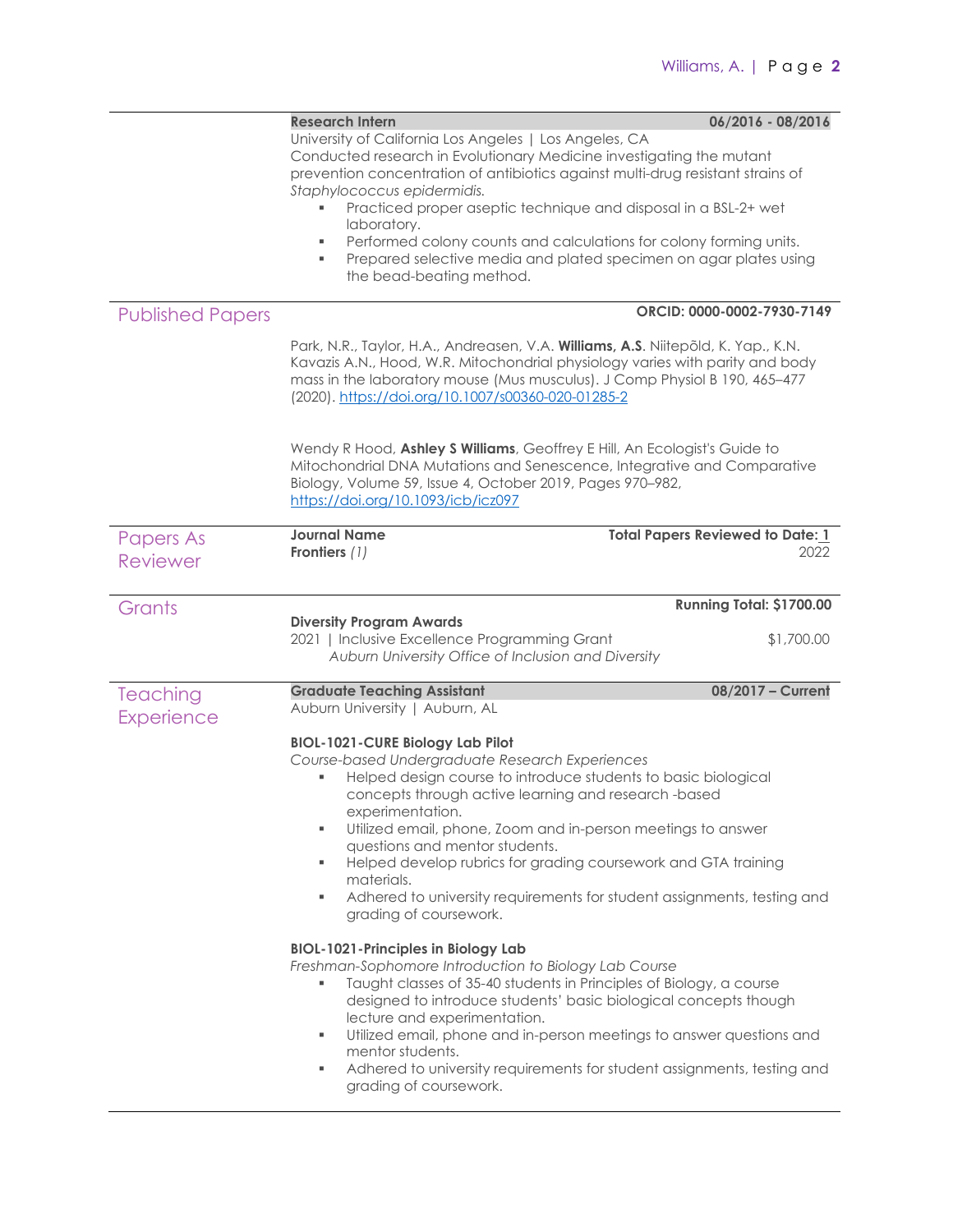**Research Intern** **06/2016 - 08/2016**

University of California Los Angeles | Los Angeles, CA

Conducted research in Evolutionary Medicine investigating the mutant prevention concentration of antibiotics against multi-drug resistant strains of *Staphylococcus epidermidis.*

- Practiced proper aseptic technique and disposal in a BSL-2+ wet laboratory.
- Performed colony counts and calculations for colony forming units.
- Prepared selective media and plated specimen on agar plates using the bead-beating method.

## Published Papers

**ORCID: 0000-0002-7930-7149**

Park, N.R., Taylor, H.A., Andreasen, V.A. **Williams, A.S**. Niitepõld, K. Yap., K.N. Kavazis A.N., Hood, W.R. Mitochondrial physiology varies with parity and body mass in the laboratory mouse (Mus musculus). J Comp Physiol B 190, 465–477 (2020). https://doi.org/10.1007/s00360-020-01285-2

Wendy R Hood, **Ashley S Williams**, Geoffrey E Hill, An Ecologist's Guide to Mitochondrial DNA Mutations and Senescence, Integrative and Comparative Biology, Volume 59, Issue 4, October 2019, Pages 970–982, https://doi.org/10.1093/icb/icz097

## Papers As Reviewer

**Journal Name** **Total Papers Reviewed to Date: 1**

**Frontiers** *(1)* 2022

## Grants

**Running Total: $1700.00**

**Diversity Program Awards**

2021 | Inclusive Excellence Programming Grant $1,700.00

*Auburn University Office of Inclusion and Diversity*

## Teaching Experience

**Graduate Teaching Assistant** **08/2017 – Current**

Auburn University | Auburn, AL

**BIOL-1021-CURE Biology Lab Pilot**

*Course-based Undergraduate Research Experiences*

- Helped design course to introduce students to basic biological concepts through active learning and research -based experimentation.
- Utilized email, phone, Zoom and in-person meetings to answer questions and mentor students.
- Helped develop rubrics for grading coursework and GTA training materials.
- Adhered to university requirements for student assignments, testing and grading of coursework.

**BIOL-1021-Principles in Biology Lab**

*Freshman-Sophomore Introduction to Biology Lab Course*

- Taught classes of 35-40 students in Principles of Biology, a course designed to introduce students' basic biological concepts though lecture and experimentation.
- Utilized email, phone and in-person meetings to answer questions and mentor students.
- Adhered to university requirements for student assignments, testing and grading of coursework.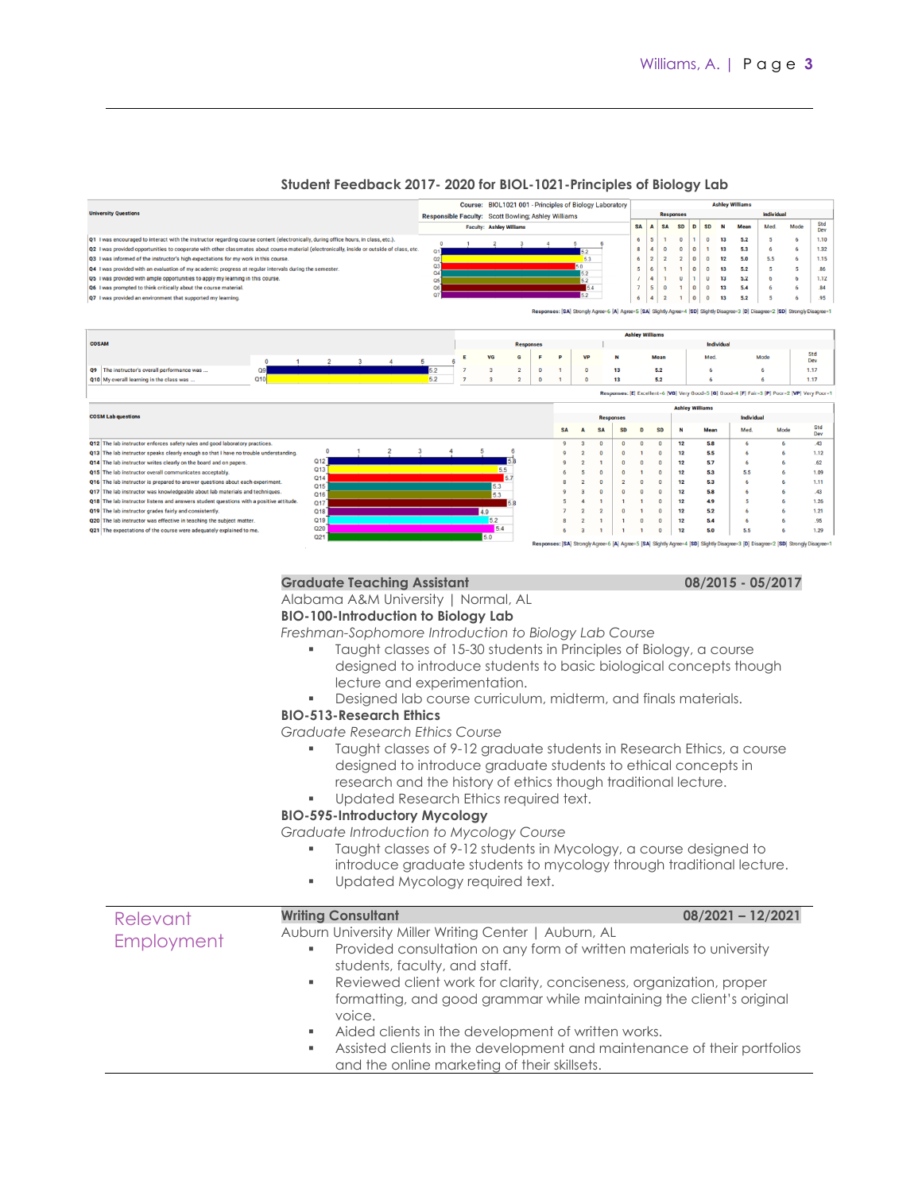## Student Feedback 2017- 2020 for BIOL-1021-Principles of Biology Lab

Course: BIOL1021 001 - Principles of Biology Laboratory
Responsible Faculty: Scott Bowling; Ashley Williams
Faculty: Ashley Williams

**University Questions**

| Question | SA | A | SA | SD | D | SD | N | Mean | Med. | Mode | Std Dev |
|---|---|---|---|---|---|---|---|---|---|---|---|
| Q1 I was encouraged to interact with the instructor regarding course content (electronically, during office hours, in class, etc.). | 6 | 5 | 1 | 0 | 1 | 0 | 13 | 5.2 | 5 | 6 | 1.10 |
| Q2 I was provided opportunities to cooperate with other classmates about course material (electronically, inside or outside of class, etc. | 8 | 4 | 0 | 0 | 0 | 1 | 13 | 5.3 | 6 | 6 | 1.32 |
| Q3 I was informed of the instructor's high expectations for my work in this course. | 6 | 2 | 2 | 2 | 0 | 0 | 12 | 5.0 | 5.5 | 6 | 1.15 |
| Q4 I was provided with an evaluation of my academic progress at regular intervals during the semester. | 5 | 6 | 1 | 1 | 0 | 0 | 13 | 5.2 | 5 | 5 | .86 |
| Q5 I was provided with ample opportunities to apply my learning in this course. | 7 | 4 | 1 | 0 | 1 | 0 | 13 | 5.2 | 6 | 6 | 1.12 |
| Q6 I was prompted to think critically about the course material. | 7 | 5 | 0 | 1 | 0 | 0 | 13 | 5.4 | 6 | 6 | .84 |
| Q7 I was provided an environment that supported my learning. | 6 | 4 | 2 | 1 | 0 | 0 | 13 | 5.2 | 5 | 6 | .95 |

Responses: [SA] Strongly Agree=6 [A] Agree=5 [SA] Slightly Agree=4 [SD] Slightly Disagree=3 [D] Disagree=2 [SD] Strongly Disagree=1

**COSAM**

| Question | E | VG | G | F | P | VP | N | Mean | Med. | Mode | Std Dev |
|---|---|---|---|---|---|---|---|---|---|---|---|
| Q9 The instructor's overall performance was ... | 7 | 3 | 2 | 0 | 1 | 0 | 13 | 5.2 | 6 | 6 | 1.17 |
| Q10 My overall learning in the class was ... | 7 | 3 | 2 | 0 | 1 | 0 | 13 | 5.2 | 6 | 6 | 1.17 |

Responses: [E] Excellent=6 [VG] Very Good=5 [G] Good=4 [F] Fair=3 [P] Poor=2 [VP] Very Poor=1

**COSM Lab questions**

| Question | SA | A | SA | SD | D | SD | N | Mean | Med. | Mode | Std Dev |
|---|---|---|---|---|---|---|---|---|---|---|---|
| Q12 The lab instructor enforces safety rules and good laboratory practices. | 9 | 3 | 0 | 0 | 0 | 0 | 12 | 5.8 | 6 | 6 | .43 |
| Q13 The lab instructor speaks clearly enough so that I have no trouble understanding. | 9 | 2 | 0 | 0 | 1 | 0 | 12 | 5.5 | 6 | 6 | 1.12 |
| Q14 The lab instructor writes clearly on the board and on papers. | 9 | 2 | 1 | 0 | 0 | 0 | 12 | 5.7 | 6 | 6 | .62 |
| Q15 The lab instructor overall communicates acceptably. | 6 | 5 | 0 | 0 | 1 | 0 | 12 | 5.3 | 5.5 | 6 | 1.09 |
| Q16 The lab instructor is prepared to answer questions about each experiment. | 8 | 2 | 0 | 2 | 0 | 0 | 12 | 5.3 | 6 | 6 | 1.11 |
| Q17 The lab instructor was knowledgeable about lab materials and techniques. | 9 | 3 | 0 | 0 | 0 | 0 | 12 | 5.8 | 6 | 6 | .43 |
| Q18 The lab instructor listens and answers student questions with a positive attitude. | 5 | 4 | 1 | 1 | 1 | 0 | 12 | 4.9 | 5 | 6 | 1.26 |
| Q19 The lab instructor grades fairly and consistently. | 7 | 2 | 2 | 0 | 1 | 0 | 12 | 5.2 | 6 | 6 | 1.21 |
| Q20 The lab instructor was effective in teaching the subject matter. | 8 | 2 | 1 | 1 | 0 | 0 | 12 | 5.4 | 6 | 6 | .95 |
| Q21 The expectations of the course were adequately explained to me. | 6 | 3 | 1 | 1 | 1 | 0 | 12 | 5.0 | 5.5 | 6 | 1.29 |

Responses: [SA] Strongly Agree=6 [A] Agree=5 [SA] Slightly Agree=4 [SD] Slightly Disagree=3 [D] Disagree=2 [SD] Strongly Disagree=1

**Graduate Teaching Assistant** 08/2015 - 05/2017

Alabama A&M University | Normal, AL

**BIO-100-Introduction to Biology Lab**

*Freshman-Sophomore Introduction to Biology Lab Course*

- Taught classes of 15-30 students in Principles of Biology, a course designed to introduce students to basic biological concepts though lecture and experimentation.
- Designed lab course curriculum, midterm, and finals materials.

**BIO-513-Research Ethics**

*Graduate Research Ethics Course*

- Taught classes of 9-12 graduate students in Research Ethics, a course designed to introduce graduate students to ethical concepts in research and the history of ethics though traditional lecture.
- Updated Research Ethics required text.

**BIO-595-Introductory Mycology**

*Graduate Introduction to Mycology Course*

- Taught classes of 9-12 students in Mycology, a course designed to introduce graduate students to mycology through traditional lecture.
- Updated Mycology required text.

## Relevant Employment

**Writing Consultant** 08/2021 – 12/2021

Auburn University Miller Writing Center | Auburn, AL

- Provided consultation on any form of written materials to university students, faculty, and staff.
- Reviewed client work for clarity, conciseness, organization, proper formatting, and good grammar while maintaining the client's original voice.
- Aided clients in the development of written works.
- Assisted clients in the development and maintenance of their portfolios and the online marketing of their skillsets.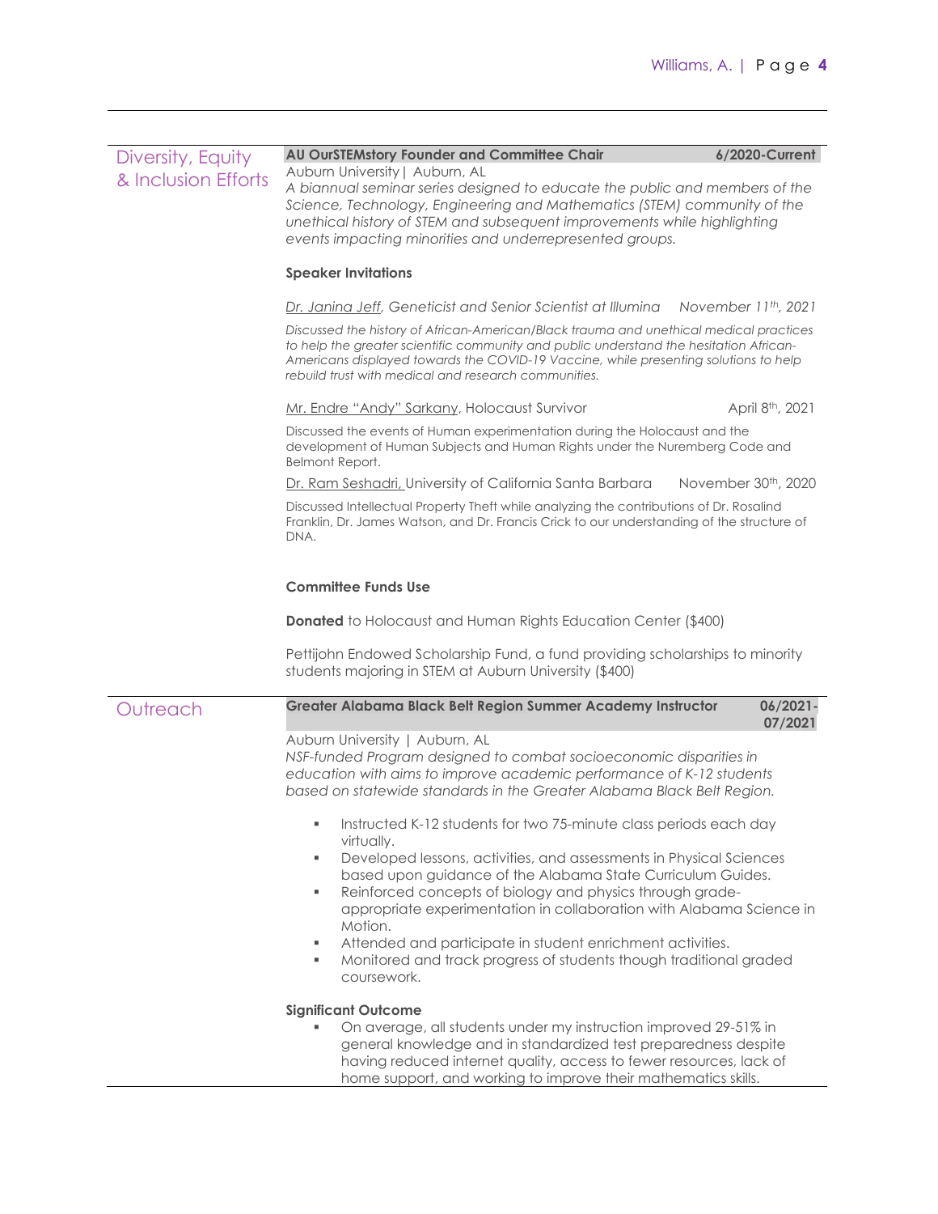## Diversity, Equity & Inclusion Efforts

**AU OurSTEMstory Founder and Committee Chair** — **6/2020-Current**

Auburn University | Auburn, AL

*A biannual seminar series designed to educate the public and members of the Science, Technology, Engineering and Mathematics (STEM) community of the unethical history of STEM and subsequent improvements while highlighting events impacting minorities and underrepresented groups.*

**Speaker Invitations**

*Dr. Janina Jeff, Geneticist and Senior Scientist at Illumina* — *November 11th, 2021*

*Discussed the history of African-American/Black trauma and unethical medical practices to help the greater scientific community and public understand the hesitation African-Americans displayed towards the COVID-19 Vaccine, while presenting solutions to help rebuild trust with medical and research communities.*

Mr. Endre "Andy" Sarkany, Holocaust Survivor — April 8th, 2021

Discussed the events of Human experimentation during the Holocaust and the development of Human Subjects and Human Rights under the Nuremberg Code and Belmont Report.

Dr. Ram Seshadri, University of California Santa Barbara — November 30th, 2020

Discussed Intellectual Property Theft while analyzing the contributions of Dr. Rosalind Franklin, Dr. James Watson, and Dr. Francis Crick to our understanding of the structure of DNA.

**Committee Funds Use**

**Donated** to Holocaust and Human Rights Education Center ($400)

Pettijohn Endowed Scholarship Fund, a fund providing scholarships to minority students majoring in STEM at Auburn University ($400)

## Outreach

**Greater Alabama Black Belt Region Summer Academy Instructor** — **06/2021-07/2021**

Auburn University | Auburn, AL

*NSF-funded Program designed to combat socioeconomic disparities in education with aims to improve academic performance of K-12 students based on statewide standards in the Greater Alabama Black Belt Region.*

- Instructed K-12 students for two 75-minute class periods each day virtually.
- Developed lessons, activities, and assessments in Physical Sciences based upon guidance of the Alabama State Curriculum Guides.
- Reinforced concepts of biology and physics through grade-appropriate experimentation in collaboration with Alabama Science in Motion.
- Attended and participate in student enrichment activities.
- Monitored and track progress of students though traditional graded coursework.

**Significant Outcome**

- On average, all students under my instruction improved 29-51% in general knowledge and in standardized test preparedness despite having reduced internet quality, access to fewer resources, lack of home support, and working to improve their mathematics skills.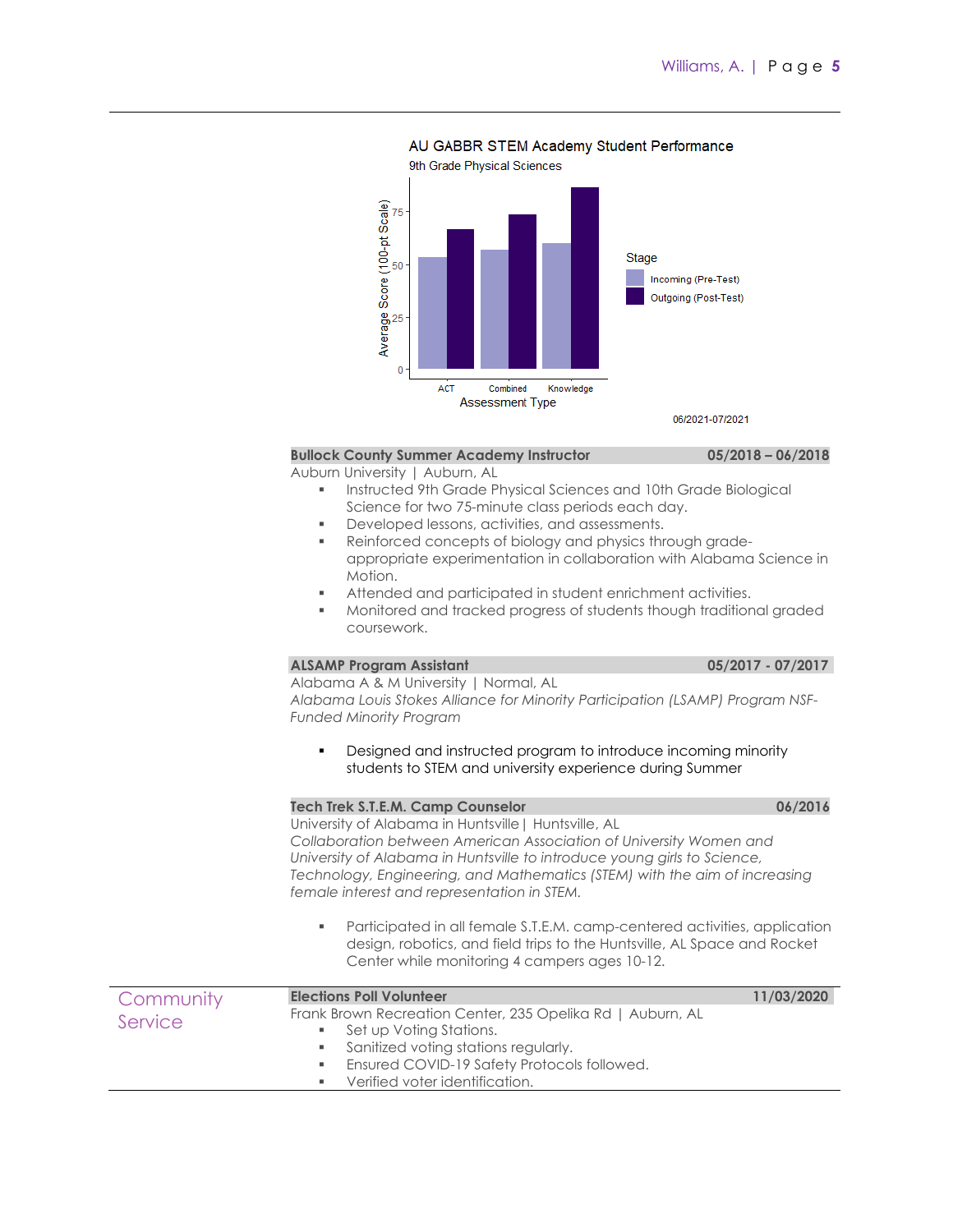AU GABBR STEM Academy Student Performance

9th Grade Physical Sciences

06/2021-07/2021

**Bullock County Summer Academy Instructor** — **05/2018 – 06/2018**

Auburn University | Auburn, AL

- Instructed 9th Grade Physical Sciences and 10th Grade Biological Science for two 75-minute class periods each day.
- Developed lessons, activities, and assessments.
- Reinforced concepts of biology and physics through grade-appropriate experimentation in collaboration with Alabama Science in Motion.
- Attended and participated in student enrichment activities.
- Monitored and tracked progress of students though traditional graded coursework.

**ALSAMP Program Assistant** — **05/2017 - 07/2017**

Alabama A & M University | Normal, AL

*Alabama Louis Stokes Alliance for Minority Participation (LSAMP) Program NSF-Funded Minority Program*

- Designed and instructed program to introduce incoming minority students to STEM and university experience during Summer

**Tech Trek S.T.E.M. Camp Counselor** — **06/2016**

University of Alabama in Huntsville | Huntsville, AL

*Collaboration between American Association of University Women and University of Alabama in Huntsville to introduce young girls to Science, Technology, Engineering, and Mathematics (STEM) with the aim of increasing female interest and representation in STEM.*

- Participated in all female S.T.E.M. camp-centered activities, application design, robotics, and field trips to the Huntsville, AL Space and Rocket Center while monitoring 4 campers ages 10-12.

## Community Service

**Elections Poll Volunteer** — **11/03/2020**

Frank Brown Recreation Center, 235 Opelika Rd | Auburn, AL

- Set up Voting Stations.
- Sanitized voting stations regularly.
- Ensured COVID-19 Safety Protocols followed.
- Verified voter identification.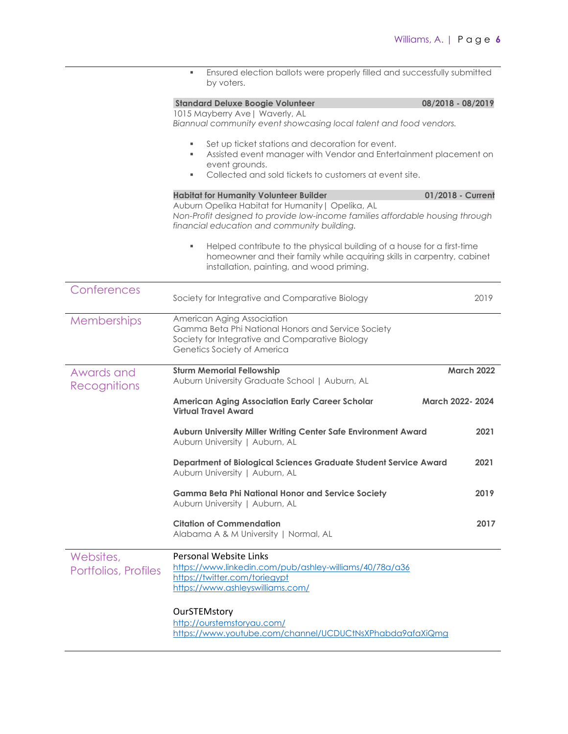- Ensured election ballots were properly filled and successfully submitted by voters.

**Standard Deluxe Boogie Volunteer** **08/2018 - 08/2019**
1015 Mayberry Ave | Waverly, AL
*Biannual community event showcasing local talent and food vendors.*

- Set up ticket stations and decoration for event.
- Assisted event manager with Vendor and Entertainment placement on event grounds.
- Collected and sold tickets to customers at event site.

**Habitat for Humanity Volunteer Builder** **01/2018 - Current**
Auburn Opelika Habitat for Humanity | Opelika, AL
*Non-Profit designed to provide low-income families affordable housing through financial education and community building.*

- Helped contribute to the physical building of a house for a first-time homeowner and their family while acquiring skills in carpentry, cabinet installation, painting, and wood priming.

## Conferences

Society for Integrative and Comparative Biology 2019

## Memberships

American Aging Association
Gamma Beta Phi National Honors and Service Society
Society for Integrative and Comparative Biology
Genetics Society of America

## Awards and Recognitions

**Sturm Memorial Fellowship** **March 2022**
Auburn University Graduate School | Auburn, AL

**American Aging Association Early Career Scholar Virtual Travel Award** **March 2022- 2024**

**Auburn University Miller Writing Center Safe Environment Award** **2021**
Auburn University | Auburn, AL

**Department of Biological Sciences Graduate Student Service Award** **2021**
Auburn University | Auburn, AL

**Gamma Beta Phi National Honor and Service Society** **2019**
Auburn University | Auburn, AL

**Citation of Commendation** **2017**
Alabama A & M University | Normal, AL

## Websites, Portfolios, Profiles

Personal Website Links
https://www.linkedin.com/pub/ashley-williams/40/78a/a36
https://twitter.com/toriegypt
https://www.ashleyswilliams.com/

OurSTEMstory
http://ourstemstoryau.com/
https://www.youtube.com/channel/UCDUCtNsXPhabda9afaXiQmg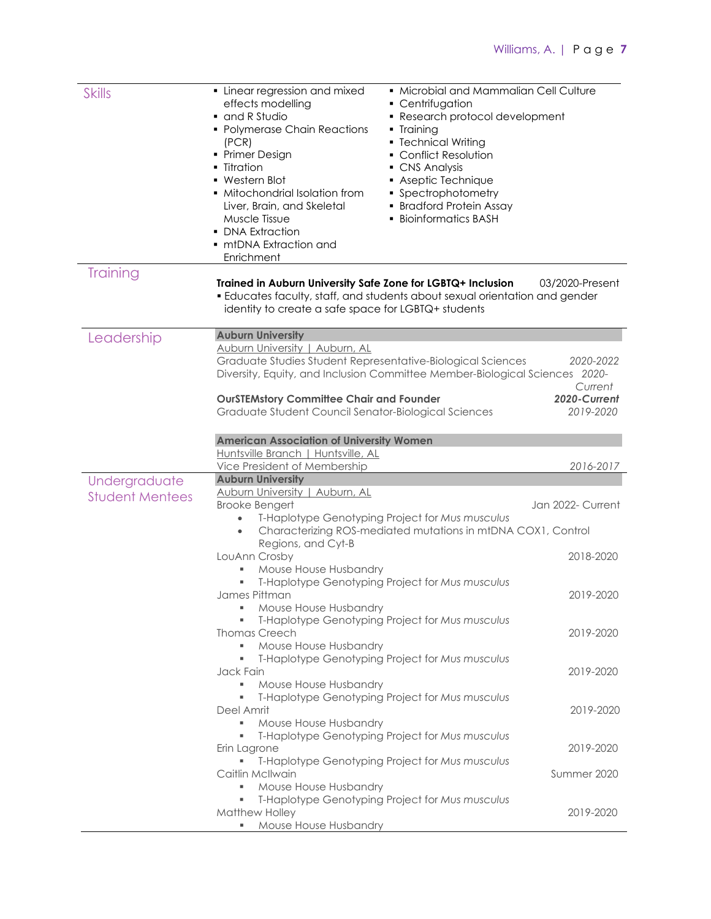## Skills

- Linear regression and mixed effects modelling
- and R Studio
- Polymerase Chain Reactions (PCR)
- Primer Design
- Titration
- Western Blot
- Mitochondrial Isolation from Liver, Brain, and Skeletal Muscle Tissue
- DNA Extraction
- mtDNA Extraction and Enrichment
- Microbial and Mammalian Cell Culture
- Centrifugation
- Research protocol development
- Training
- Technical Writing
- Conflict Resolution
- CNS Analysis
- Aseptic Technique
- Spectrophotometry
- Bradford Protein Assay
- Bioinformatics BASH

## Training

**Trained in Auburn University Safe Zone for LGBTQ+ Inclusion** 03/2020-Present
- Educates faculty, staff, and students about sexual orientation and gender identity to create a safe space for LGBTQ+ students

## Leadership

**Auburn University**
Auburn University | Auburn, AL
Graduate Studies Student Representative-Biological Sciences *2020-2022*
Diversity, Equity, and Inclusion Committee Member-Biological Sciences *2020-Current*

**OurSTEMstory Committee Chair and Founder** ***2020-Current***
Graduate Student Council Senator-Biological Sciences *2019-2020*

**American Association of University Women**
Huntsville Branch | Huntsville, AL
Vice President of Membership *2016-2017*

## Undergraduate Student Mentees

**Auburn University**
Auburn University | Auburn, AL

Brooke Bengert Jan 2022- Current
- T-Haplotype Genotyping Project for *Mus musculus*
- Characterizing ROS-mediated mutations in mtDNA COX1, Control Regions, and Cyt-B

LouAnn Crosby 2018-2020
- Mouse House Husbandry
- T-Haplotype Genotyping Project for *Mus musculus*

James Pittman 2019-2020
- Mouse House Husbandry
- T-Haplotype Genotyping Project for *Mus musculus*

Thomas Creech 2019-2020
- Mouse House Husbandry
- T-Haplotype Genotyping Project for *Mus musculus*

Jack Fain 2019-2020
- Mouse House Husbandry
- T-Haplotype Genotyping Project for *Mus musculus*

Deel Amrit 2019-2020
- Mouse House Husbandry
- T-Haplotype Genotyping Project for *Mus musculus*

Erin Lagrone 2019-2020
- T-Haplotype Genotyping Project for *Mus musculus*

Caitlin McIlwain Summer 2020
- Mouse House Husbandry
- T-Haplotype Genotyping Project for *Mus musculus*

Matthew Holley 2019-2020
- Mouse House Husbandry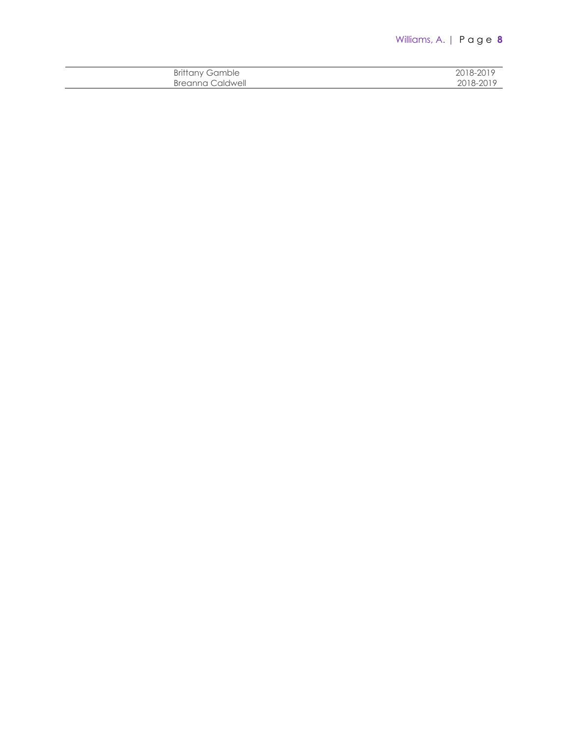| | | |
|---|---|---|
| | Brittany Gamble | 2018-2019 |
| | Breanna Caldwell | 2018-2019 |